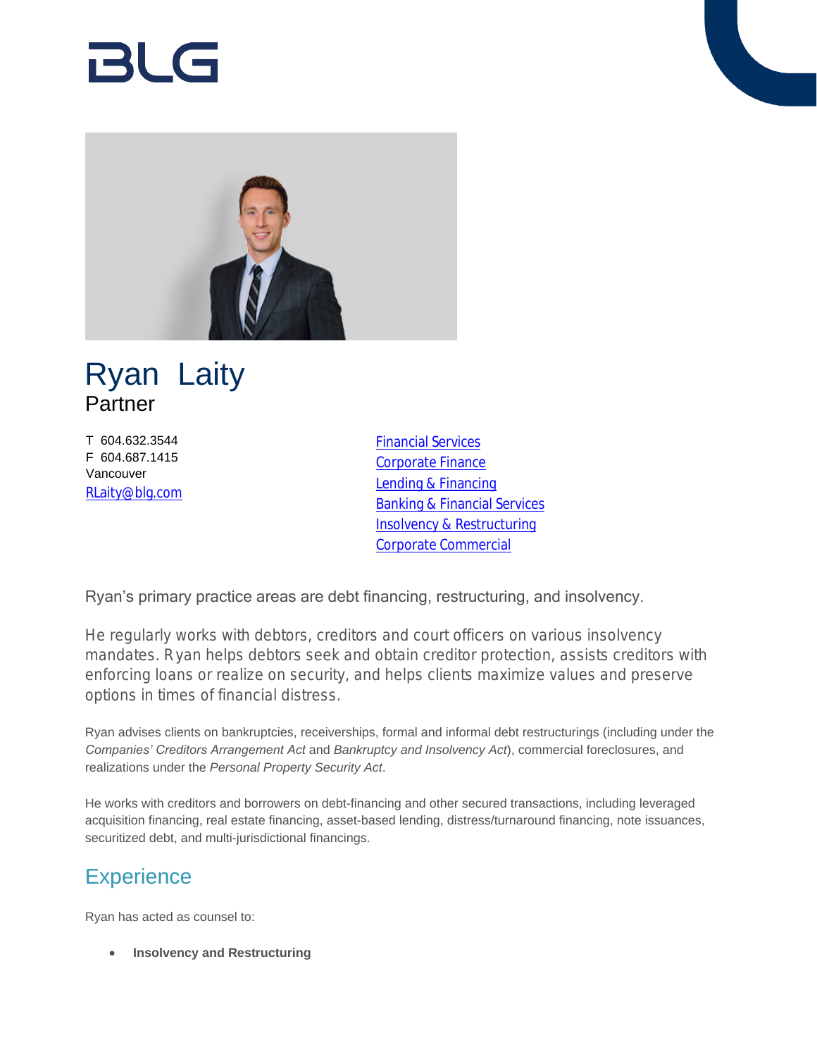BLG

# Ryan Laity

Partner

T 604.632.3544
F 604.687.1415
Vancouver
RLaity@blg.com

- Financial Services
- Corporate Finance
- Lending & Financing
- Banking & Financial Services
- Insolvency & Restructuring
- Corporate Commercial

Ryan's primary practice areas are debt financing, restructuring, and insolvency.

He regularly works with debtors, creditors and court officers on various insolvency mandates. Ryan helps debtors seek and obtain creditor protection, assists creditors with enforcing loans or realize on security, and helps clients maximize values and preserve options in times of financial distress.

Ryan advises clients on bankruptcies, receiverships, formal and informal debt restructurings (including under the *Companies' Creditors Arrangement Act* and *Bankruptcy and Insolvency Act*), commercial foreclosures, and realizations under the *Personal Property Security Act*.

He works with creditors and borrowers on debt-financing and other secured transactions, including leveraged acquisition financing, real estate financing, asset-based lending, distress/turnaround financing, note issuances, securitized debt, and multi-jurisdictional financings.

## Experience

Ryan has acted as counsel to:

- **Insolvency and Restructuring**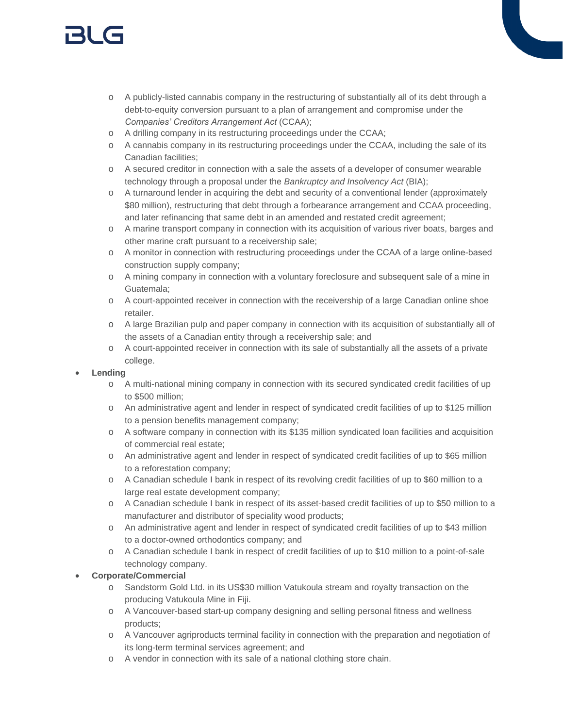- A publicly-listed cannabis company in the restructuring of substantially all of its debt through a debt-to-equity conversion pursuant to a plan of arrangement and compromise under the *Companies' Creditors Arrangement Act* (CCAA);
    - A drilling company in its restructuring proceedings under the CCAA;
    - A cannabis company in its restructuring proceedings under the CCAA, including the sale of its Canadian facilities;
    - A secured creditor in connection with a sale the assets of a developer of consumer wearable technology through a proposal under the *Bankruptcy and Insolvency Act* (BIA);
    - A turnaround lender in acquiring the debt and security of a conventional lender (approximately $80 million), restructuring that debt through a forbearance arrangement and CCAA proceeding, and later refinancing that same debt in an amended and restated credit agreement;
    - A marine transport company in connection with its acquisition of various river boats, barges and other marine craft pursuant to a receivership sale;
    - A monitor in connection with restructuring proceedings under the CCAA of a large online-based construction supply company;
    - A mining company in connection with a voluntary foreclosure and subsequent sale of a mine in Guatemala;
    - A court-appointed receiver in connection with the receivership of a large Canadian online shoe retailer.
    - A large Brazilian pulp and paper company in connection with its acquisition of substantially all of the assets of a Canadian entity through a receivership sale; and
    - A court-appointed receiver in connection with its sale of substantially all the assets of a private college.
- **Lending**
    - A multi-national mining company in connection with its secured syndicated credit facilities of up to $500 million;
    - An administrative agent and lender in respect of syndicated credit facilities of up to $125 million to a pension benefits management company;
    - A software company in connection with its $135 million syndicated loan facilities and acquisition of commercial real estate;
    - An administrative agent and lender in respect of syndicated credit facilities of up to $65 million to a reforestation company;
    - A Canadian schedule I bank in respect of its revolving credit facilities of up to $60 million to a large real estate development company;
    - A Canadian schedule I bank in respect of its asset-based credit facilities of up to $50 million to a manufacturer and distributor of speciality wood products;
    - An administrative agent and lender in respect of syndicated credit facilities of up to $43 million to a doctor-owned orthodontics company; and
    - A Canadian schedule I bank in respect of credit facilities of up to $10 million to a point-of-sale technology company.
- **Corporate/Commercial**
    - Sandstorm Gold Ltd. in its US$30 million Vatukoula stream and royalty transaction on the producing Vatukoula Mine in Fiji.
    - A Vancouver-based start-up company designing and selling personal fitness and wellness products;
    - A Vancouver agriproducts terminal facility in connection with the preparation and negotiation of its long-term terminal services agreement; and
    - A vendor in connection with its sale of a national clothing store chain.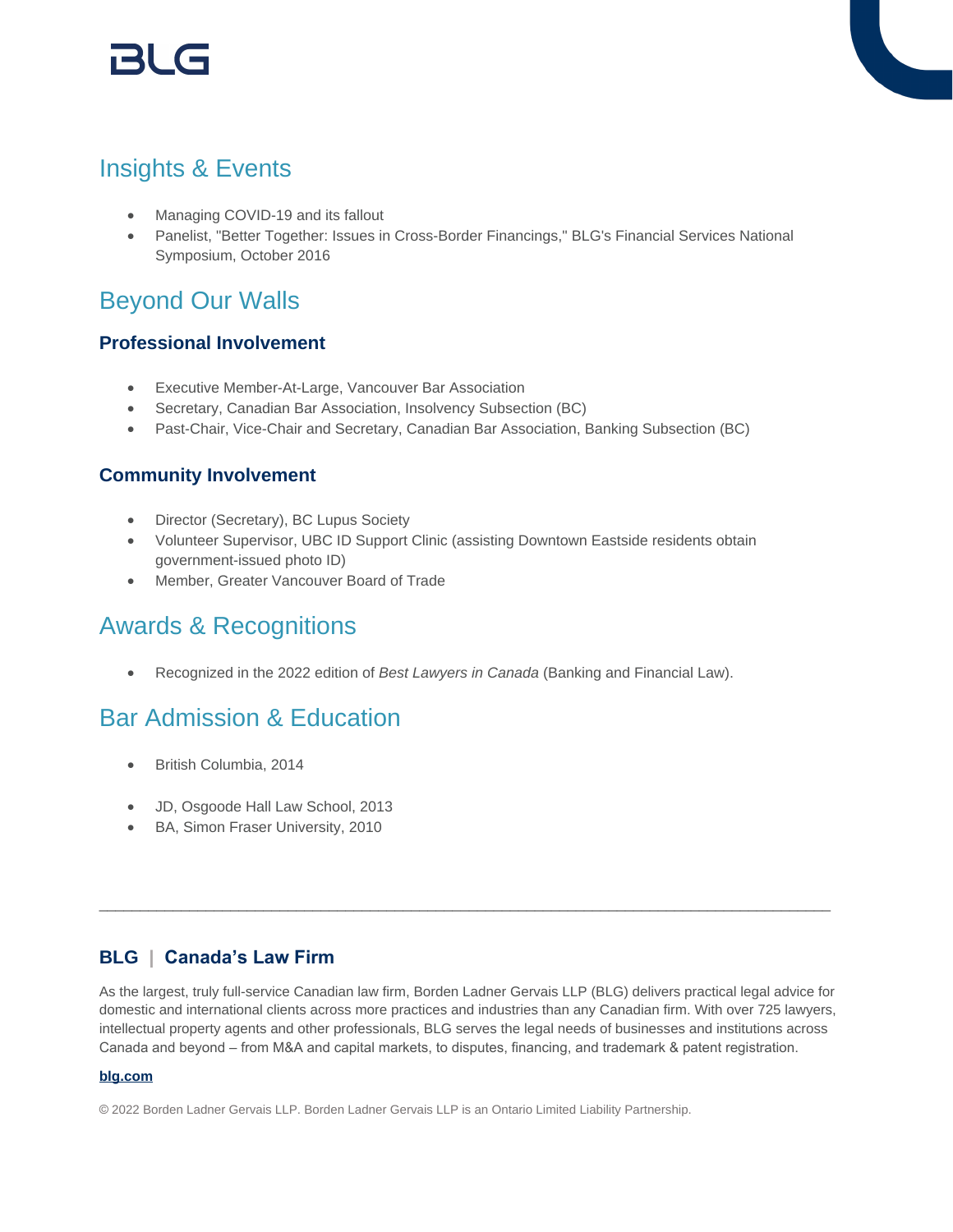## Insights & Events

- Managing COVID-19 and its fallout
- Panelist, "Better Together: Issues in Cross-Border Financings," BLG's Financial Services National Symposium, October 2016

## Beyond Our Walls

### Professional Involvement

- Executive Member-At-Large, Vancouver Bar Association
- Secretary, Canadian Bar Association, Insolvency Subsection (BC)
- Past-Chair, Vice-Chair and Secretary, Canadian Bar Association, Banking Subsection (BC)

### Community Involvement

- Director (Secretary), BC Lupus Society
- Volunteer Supervisor, UBC ID Support Clinic (assisting Downtown Eastside residents obtain government-issued photo ID)
- Member, Greater Vancouver Board of Trade

## Awards & Recognitions

- Recognized in the 2022 edition of *Best Lawyers in Canada* (Banking and Financial Law).

## Bar Admission & Education

- British Columbia, 2014

- JD, Osgoode Hall Law School, 2013
- BA, Simon Fraser University, 2010

---

### BLG | Canada's Law Firm

As the largest, truly full-service Canadian law firm, Borden Ladner Gervais LLP (BLG) delivers practical legal advice for domestic and international clients across more practices and industries than any Canadian firm. With over 725 lawyers, intellectual property agents and other professionals, BLG serves the legal needs of businesses and institutions across Canada and beyond – from M&A and capital markets, to disputes, financing, and trademark & patent registration.

**blg.com**

© 2022 Borden Ladner Gervais LLP. Borden Ladner Gervais LLP is an Ontario Limited Liability Partnership.